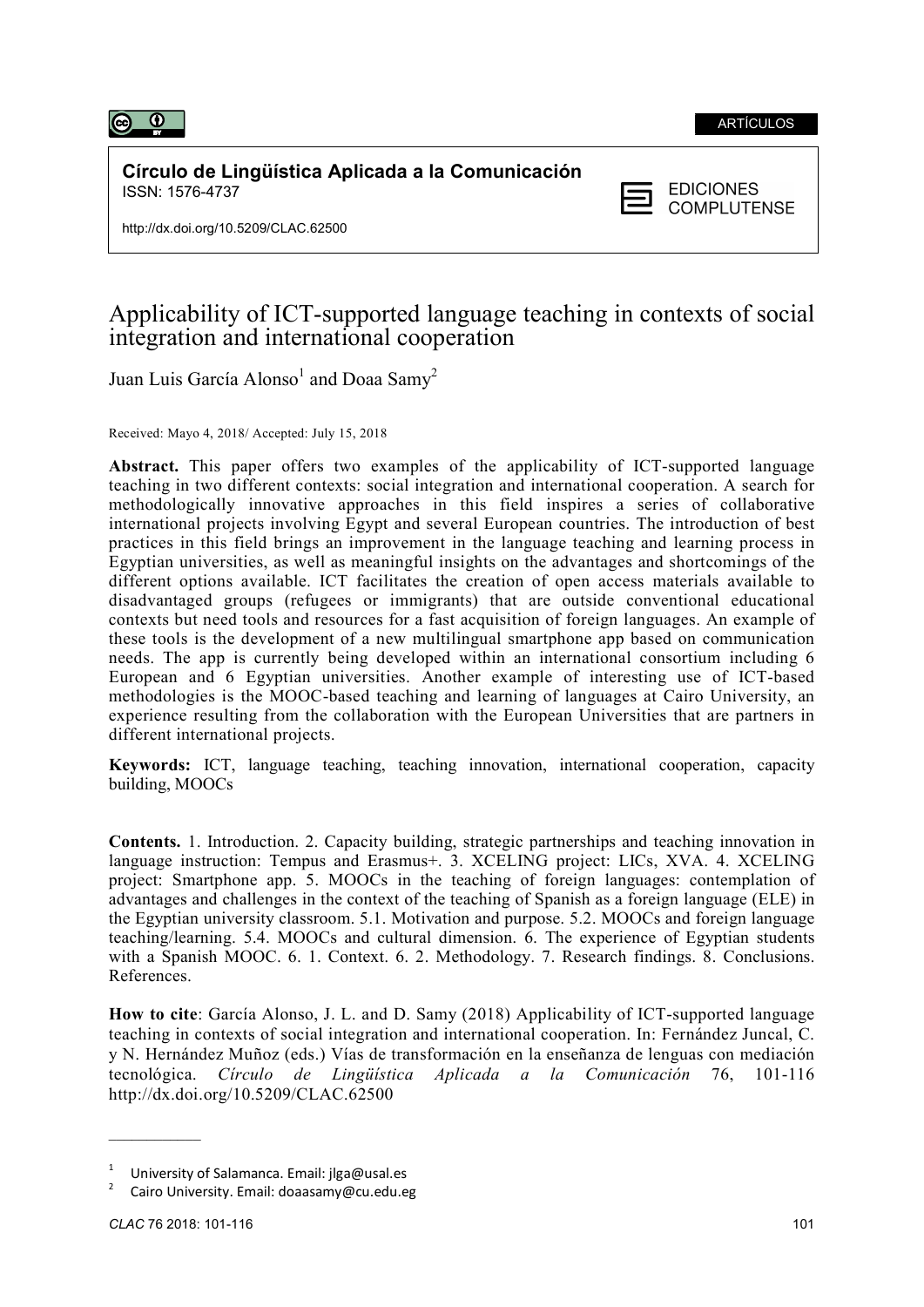ARTÍCULOS

**Círculo de Lingüística Aplicada a la Comunicación**
ISSN: 1576-4737

EDICIONES COMPLUTENSE

http://dx.doi.org/10.5209/CLAC.62500

# Applicability of ICT-supported language teaching in contexts of social integration and international cooperation

Juan Luis García Alonso[1] and Doaa Samy[2]

Received: Mayo 4, 2018/ Accepted: July 15, 2018

**Abstract.** This paper offers two examples of the applicability of ICT-supported language teaching in two different contexts: social integration and international cooperation. A search for methodologically innovative approaches in this field inspires a series of collaborative international projects involving Egypt and several European countries. The introduction of best practices in this field brings an improvement in the language teaching and learning process in Egyptian universities, as well as meaningful insights on the advantages and shortcomings of the different options available. ICT facilitates the creation of open access materials available to disadvantaged groups (refugees or immigrants) that are outside conventional educational contexts but need tools and resources for a fast acquisition of foreign languages. An example of these tools is the development of a new multilingual smartphone app based on communication needs. The app is currently being developed within an international consortium including 6 European and 6 Egyptian universities. Another example of interesting use of ICT-based methodologies is the MOOC-based teaching and learning of languages at Cairo University, an experience resulting from the collaboration with the European Universities that are partners in different international projects.

**Keywords:** ICT, language teaching, teaching innovation, international cooperation, capacity building, MOOCs

**Contents.** 1. Introduction. 2. Capacity building, strategic partnerships and teaching innovation in language instruction: Tempus and Erasmus+. 3. XCELING project: LICs, XVA. 4. XCELING project: Smartphone app. 5. MOOCs in the teaching of foreign languages: contemplation of advantages and challenges in the context of the teaching of Spanish as a foreign language (ELE) in the Egyptian university classroom. 5.1. Motivation and purpose. 5.2. MOOCs and foreign language teaching/learning. 5.4. MOOCs and cultural dimension. 6. The experience of Egyptian students with a Spanish MOOC. 6. 1. Context. 6. 2. Methodology. 7. Research findings. 8. Conclusions. References.

**How to cite**: García Alonso, J. L. and D. Samy (2018) Applicability of ICT-supported language teaching in contexts of social integration and international cooperation. In: Fernández Juncal, C. y N. Hernández Muñoz (eds.) Vías de transformación en la enseñanza de lenguas con mediación tecnológica. *Círculo de Lingüística Aplicada a la Comunicación* 76, 101-116 http://dx.doi.org/10.5209/CLAC.62500

---

[1] University of Salamanca. Email: jlga@usal.es

[2] Cairo University. Email: doaasamy@cu.edu.eg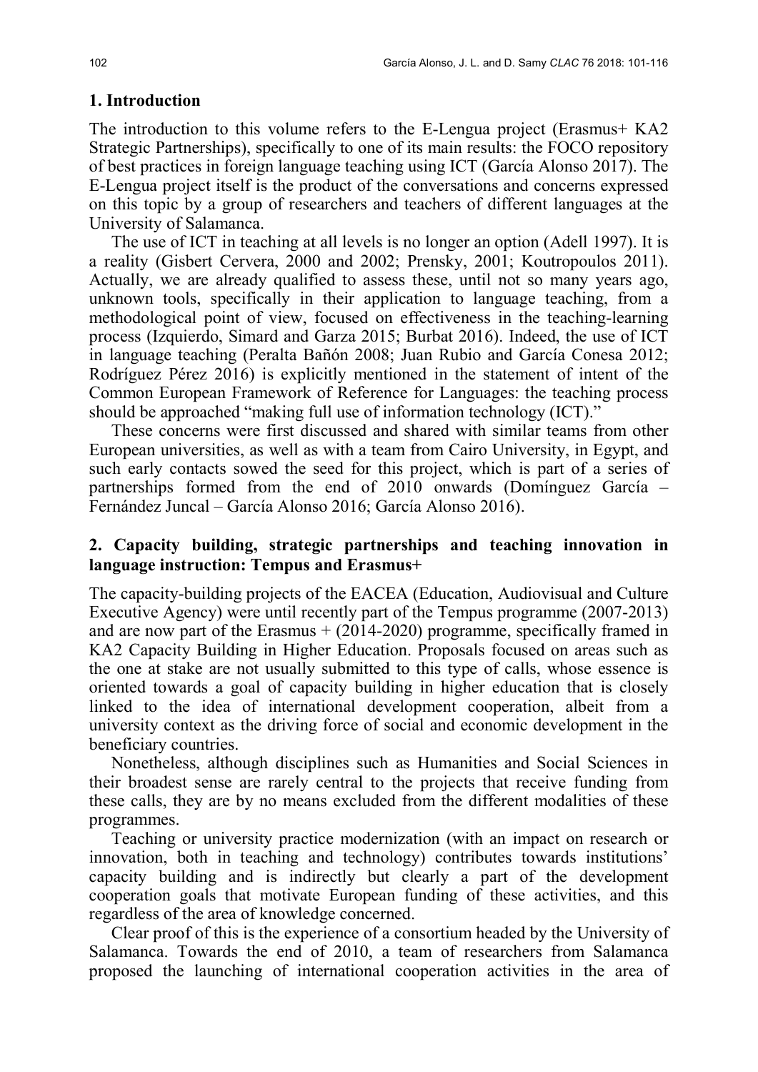## 1. Introduction

The introduction to this volume refers to the E-Lengua project (Erasmus+ KA2 Strategic Partnerships), specifically to one of its main results: the FOCO repository of best practices in foreign language teaching using ICT (García Alonso 2017). The E-Lengua project itself is the product of the conversations and concerns expressed on this topic by a group of researchers and teachers of different languages at the University of Salamanca.

The use of ICT in teaching at all levels is no longer an option (Adell 1997). It is a reality (Gisbert Cervera, 2000 and 2002; Prensky, 2001; Koutropoulos 2011). Actually, we are already qualified to assess these, until not so many years ago, unknown tools, specifically in their application to language teaching, from a methodological point of view, focused on effectiveness in the teaching-learning process (Izquierdo, Simard and Garza 2015; Burbat 2016). Indeed, the use of ICT in language teaching (Peralta Bañón 2008; Juan Rubio and García Conesa 2012; Rodríguez Pérez 2016) is explicitly mentioned in the statement of intent of the Common European Framework of Reference for Languages: the teaching process should be approached "making full use of information technology (ICT)."

These concerns were first discussed and shared with similar teams from other European universities, as well as with a team from Cairo University, in Egypt, and such early contacts sowed the seed for this project, which is part of a series of partnerships formed from the end of 2010 onwards (Domínguez García – Fernández Juncal – García Alonso 2016; García Alonso 2016).

## 2. Capacity building, strategic partnerships and teaching innovation in language instruction: Tempus and Erasmus+

The capacity-building projects of the EACEA (Education, Audiovisual and Culture Executive Agency) were until recently part of the Tempus programme (2007-2013) and are now part of the Erasmus + (2014-2020) programme, specifically framed in KA2 Capacity Building in Higher Education. Proposals focused on areas such as the one at stake are not usually submitted to this type of calls, whose essence is oriented towards a goal of capacity building in higher education that is closely linked to the idea of international development cooperation, albeit from a university context as the driving force of social and economic development in the beneficiary countries.

Nonetheless, although disciplines such as Humanities and Social Sciences in their broadest sense are rarely central to the projects that receive funding from these calls, they are by no means excluded from the different modalities of these programmes.

Teaching or university practice modernization (with an impact on research or innovation, both in teaching and technology) contributes towards institutions' capacity building and is indirectly but clearly a part of the development cooperation goals that motivate European funding of these activities, and this regardless of the area of knowledge concerned.

Clear proof of this is the experience of a consortium headed by the University of Salamanca. Towards the end of 2010, a team of researchers from Salamanca proposed the launching of international cooperation activities in the area of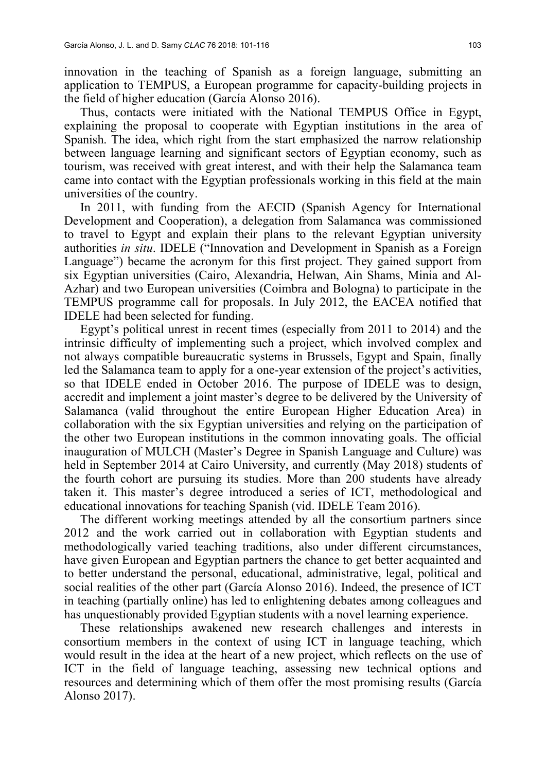innovation in the teaching of Spanish as a foreign language, submitting an application to TEMPUS, a European programme for capacity-building projects in the field of higher education (García Alonso 2016).

Thus, contacts were initiated with the National TEMPUS Office in Egypt, explaining the proposal to cooperate with Egyptian institutions in the area of Spanish. The idea, which right from the start emphasized the narrow relationship between language learning and significant sectors of Egyptian economy, such as tourism, was received with great interest, and with their help the Salamanca team came into contact with the Egyptian professionals working in this field at the main universities of the country.

In 2011, with funding from the AECID (Spanish Agency for International Development and Cooperation), a delegation from Salamanca was commissioned to travel to Egypt and explain their plans to the relevant Egyptian university authorities *in situ*. IDELE ("Innovation and Development in Spanish as a Foreign Language") became the acronym for this first project. They gained support from six Egyptian universities (Cairo, Alexandria, Helwan, Ain Shams, Minia and Al-Azhar) and two European universities (Coimbra and Bologna) to participate in the TEMPUS programme call for proposals. In July 2012, the EACEA notified that IDELE had been selected for funding.

Egypt's political unrest in recent times (especially from 2011 to 2014) and the intrinsic difficulty of implementing such a project, which involved complex and not always compatible bureaucratic systems in Brussels, Egypt and Spain, finally led the Salamanca team to apply for a one-year extension of the project's activities, so that IDELE ended in October 2016. The purpose of IDELE was to design, accredit and implement a joint master's degree to be delivered by the University of Salamanca (valid throughout the entire European Higher Education Area) in collaboration with the six Egyptian universities and relying on the participation of the other two European institutions in the common innovating goals. The official inauguration of MULCH (Master's Degree in Spanish Language and Culture) was held in September 2014 at Cairo University, and currently (May 2018) students of the fourth cohort are pursuing its studies. More than 200 students have already taken it. This master's degree introduced a series of ICT, methodological and educational innovations for teaching Spanish (vid. IDELE Team 2016).

The different working meetings attended by all the consortium partners since 2012 and the work carried out in collaboration with Egyptian students and methodologically varied teaching traditions, also under different circumstances, have given European and Egyptian partners the chance to get better acquainted and to better understand the personal, educational, administrative, legal, political and social realities of the other part (García Alonso 2016). Indeed, the presence of ICT in teaching (partially online) has led to enlightening debates among colleagues and has unquestionably provided Egyptian students with a novel learning experience.

These relationships awakened new research challenges and interests in consortium members in the context of using ICT in language teaching, which would result in the idea at the heart of a new project, which reflects on the use of ICT in the field of language teaching, assessing new technical options and resources and determining which of them offer the most promising results (García Alonso 2017).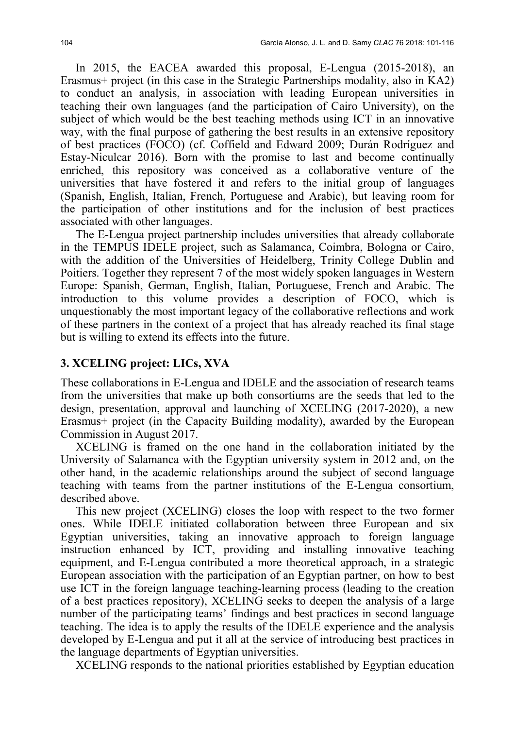In 2015, the EACEA awarded this proposal, E-Lengua (2015-2018), an Erasmus+ project (in this case in the Strategic Partnerships modality, also in KA2) to conduct an analysis, in association with leading European universities in teaching their own languages (and the participation of Cairo University), on the subject of which would be the best teaching methods using ICT in an innovative way, with the final purpose of gathering the best results in an extensive repository of best practices (FOCO) (cf. Coffield and Edward 2009; Durán Rodríguez and Estay-Niculcar 2016). Born with the promise to last and become continually enriched, this repository was conceived as a collaborative venture of the universities that have fostered it and refers to the initial group of languages (Spanish, English, Italian, French, Portuguese and Arabic), but leaving room for the participation of other institutions and for the inclusion of best practices associated with other languages.

The E-Lengua project partnership includes universities that already collaborate in the TEMPUS IDELE project, such as Salamanca, Coimbra, Bologna or Cairo, with the addition of the Universities of Heidelberg, Trinity College Dublin and Poitiers. Together they represent 7 of the most widely spoken languages in Western Europe: Spanish, German, English, Italian, Portuguese, French and Arabic. The introduction to this volume provides a description of FOCO, which is unquestionably the most important legacy of the collaborative reflections and work of these partners in the context of a project that has already reached its final stage but is willing to extend its effects into the future.

## 3. XCELING project: LICs, XVA

These collaborations in E-Lengua and IDELE and the association of research teams from the universities that make up both consortiums are the seeds that led to the design, presentation, approval and launching of XCELING (2017-2020), a new Erasmus+ project (in the Capacity Building modality), awarded by the European Commission in August 2017.

XCELING is framed on the one hand in the collaboration initiated by the University of Salamanca with the Egyptian university system in 2012 and, on the other hand, in the academic relationships around the subject of second language teaching with teams from the partner institutions of the E-Lengua consortium, described above.

This new project (XCELING) closes the loop with respect to the two former ones. While IDELE initiated collaboration between three European and six Egyptian universities, taking an innovative approach to foreign language instruction enhanced by ICT, providing and installing innovative teaching equipment, and E-Lengua contributed a more theoretical approach, in a strategic European association with the participation of an Egyptian partner, on how to best use ICT in the foreign language teaching-learning process (leading to the creation of a best practices repository), XCELING seeks to deepen the analysis of a large number of the participating teams' findings and best practices in second language teaching. The idea is to apply the results of the IDELE experience and the analysis developed by E-Lengua and put it all at the service of introducing best practices in the language departments of Egyptian universities.

XCELING responds to the national priorities established by Egyptian education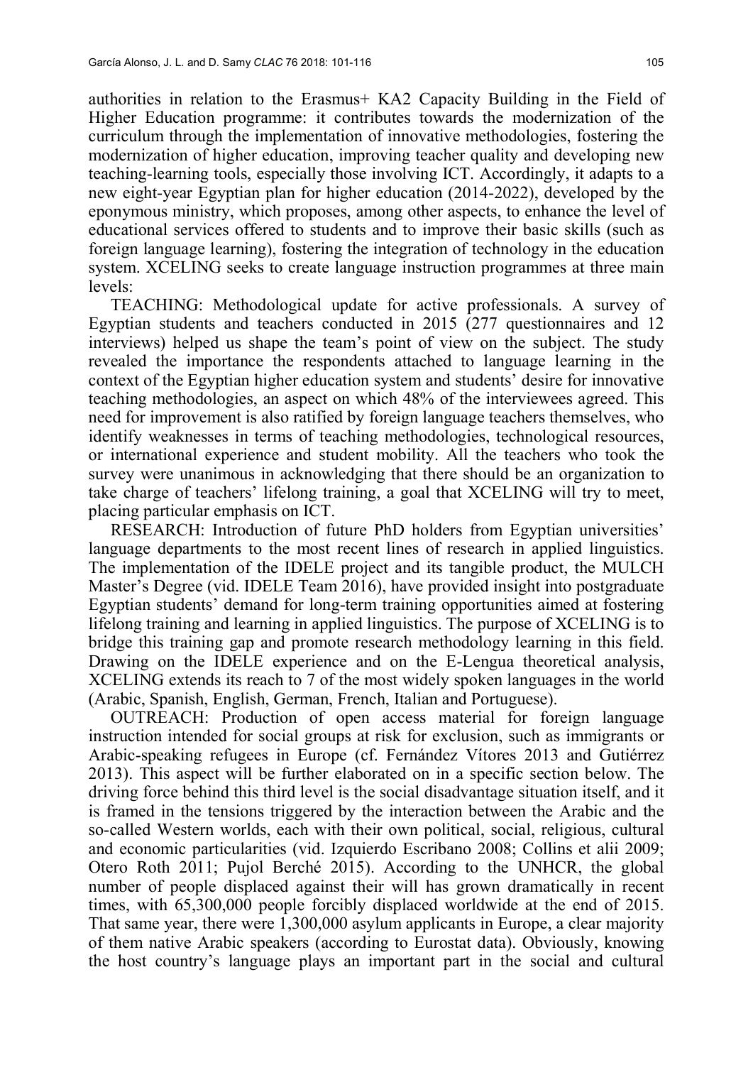authorities in relation to the Erasmus+ KA2 Capacity Building in the Field of Higher Education programme: it contributes towards the modernization of the curriculum through the implementation of innovative methodologies, fostering the modernization of higher education, improving teacher quality and developing new teaching-learning tools, especially those involving ICT. Accordingly, it adapts to a new eight-year Egyptian plan for higher education (2014-2022), developed by the eponymous ministry, which proposes, among other aspects, to enhance the level of educational services offered to students and to improve their basic skills (such as foreign language learning), fostering the integration of technology in the education system. XCELING seeks to create language instruction programmes at three main levels:

TEACHING: Methodological update for active professionals. A survey of Egyptian students and teachers conducted in 2015 (277 questionnaires and 12 interviews) helped us shape the team's point of view on the subject. The study revealed the importance the respondents attached to language learning in the context of the Egyptian higher education system and students' desire for innovative teaching methodologies, an aspect on which 48% of the interviewees agreed. This need for improvement is also ratified by foreign language teachers themselves, who identify weaknesses in terms of teaching methodologies, technological resources, or international experience and student mobility. All the teachers who took the survey were unanimous in acknowledging that there should be an organization to take charge of teachers' lifelong training, a goal that XCELING will try to meet, placing particular emphasis on ICT.

RESEARCH: Introduction of future PhD holders from Egyptian universities' language departments to the most recent lines of research in applied linguistics. The implementation of the IDELE project and its tangible product, the MULCH Master's Degree (vid. IDELE Team 2016), have provided insight into postgraduate Egyptian students' demand for long-term training opportunities aimed at fostering lifelong training and learning in applied linguistics. The purpose of XCELING is to bridge this training gap and promote research methodology learning in this field. Drawing on the IDELE experience and on the E-Lengua theoretical analysis, XCELING extends its reach to 7 of the most widely spoken languages in the world (Arabic, Spanish, English, German, French, Italian and Portuguese).

OUTREACH: Production of open access material for foreign language instruction intended for social groups at risk for exclusion, such as immigrants or Arabic-speaking refugees in Europe (cf. Fernández Vítores 2013 and Gutiérrez 2013). This aspect will be further elaborated on in a specific section below. The driving force behind this third level is the social disadvantage situation itself, and it is framed in the tensions triggered by the interaction between the Arabic and the so-called Western worlds, each with their own political, social, religious, cultural and economic particularities (vid. Izquierdo Escribano 2008; Collins et alii 2009; Otero Roth 2011; Pujol Berché 2015). According to the UNHCR, the global number of people displaced against their will has grown dramatically in recent times, with 65,300,000 people forcibly displaced worldwide at the end of 2015. That same year, there were 1,300,000 asylum applicants in Europe, a clear majority of them native Arabic speakers (according to Eurostat data). Obviously, knowing the host country's language plays an important part in the social and cultural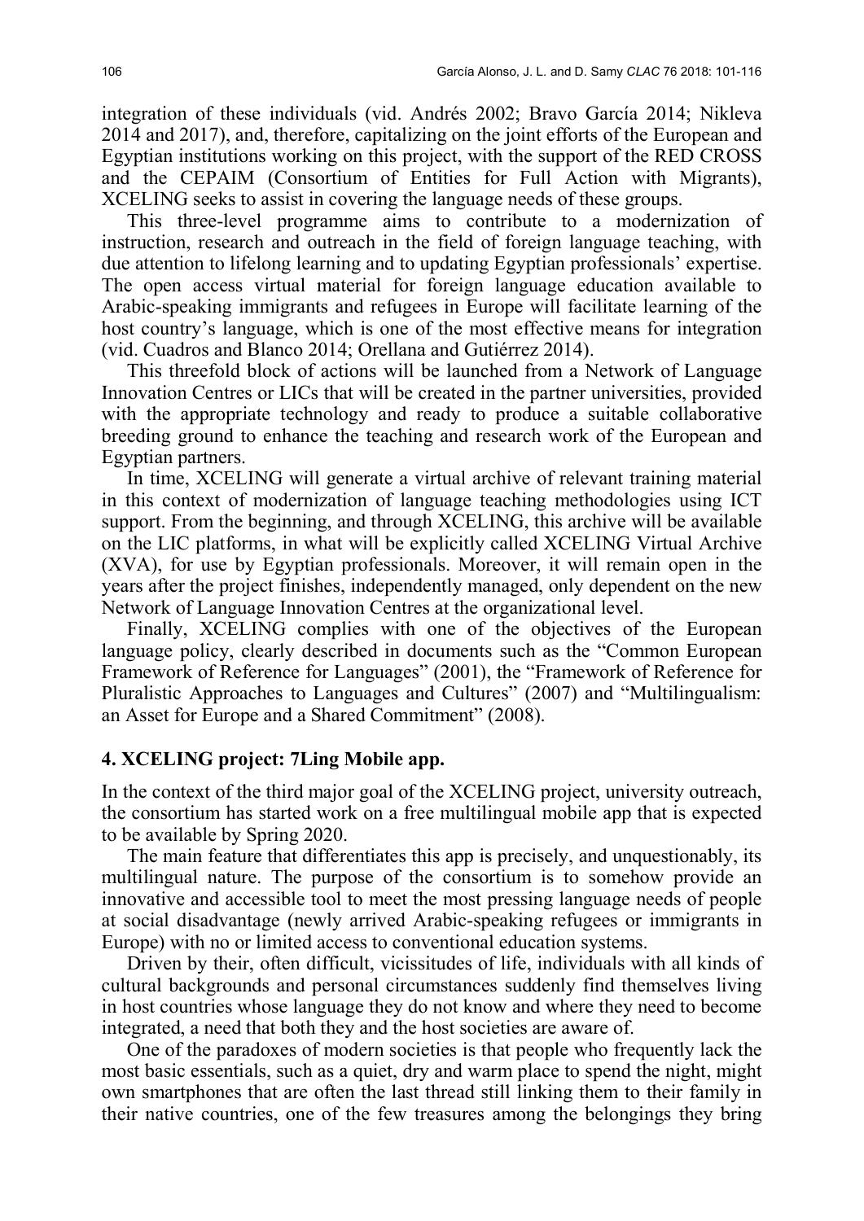integration of these individuals (vid. Andrés 2002; Bravo García 2014; Nikleva 2014 and 2017), and, therefore, capitalizing on the joint efforts of the European and Egyptian institutions working on this project, with the support of the RED CROSS and the CEPAIM (Consortium of Entities for Full Action with Migrants), XCELING seeks to assist in covering the language needs of these groups.

This three-level programme aims to contribute to a modernization of instruction, research and outreach in the field of foreign language teaching, with due attention to lifelong learning and to updating Egyptian professionals' expertise. The open access virtual material for foreign language education available to Arabic-speaking immigrants and refugees in Europe will facilitate learning of the host country's language, which is one of the most effective means for integration (vid. Cuadros and Blanco 2014; Orellana and Gutiérrez 2014).

This threefold block of actions will be launched from a Network of Language Innovation Centres or LICs that will be created in the partner universities, provided with the appropriate technology and ready to produce a suitable collaborative breeding ground to enhance the teaching and research work of the European and Egyptian partners.

In time, XCELING will generate a virtual archive of relevant training material in this context of modernization of language teaching methodologies using ICT support. From the beginning, and through XCELING, this archive will be available on the LIC platforms, in what will be explicitly called XCELING Virtual Archive (XVA), for use by Egyptian professionals. Moreover, it will remain open in the years after the project finishes, independently managed, only dependent on the new Network of Language Innovation Centres at the organizational level.

Finally, XCELING complies with one of the objectives of the European language policy, clearly described in documents such as the "Common European Framework of Reference for Languages" (2001), the "Framework of Reference for Pluralistic Approaches to Languages and Cultures" (2007) and "Multilingualism: an Asset for Europe and a Shared Commitment" (2008).

## 4. XCELING project: 7Ling Mobile app.

In the context of the third major goal of the XCELING project, university outreach, the consortium has started work on a free multilingual mobile app that is expected to be available by Spring 2020.

The main feature that differentiates this app is precisely, and unquestionably, its multilingual nature. The purpose of the consortium is to somehow provide an innovative and accessible tool to meet the most pressing language needs of people at social disadvantage (newly arrived Arabic-speaking refugees or immigrants in Europe) with no or limited access to conventional education systems.

Driven by their, often difficult, vicissitudes of life, individuals with all kinds of cultural backgrounds and personal circumstances suddenly find themselves living in host countries whose language they do not know and where they need to become integrated, a need that both they and the host societies are aware of.

One of the paradoxes of modern societies is that people who frequently lack the most basic essentials, such as a quiet, dry and warm place to spend the night, might own smartphones that are often the last thread still linking them to their family in their native countries, one of the few treasures among the belongings they bring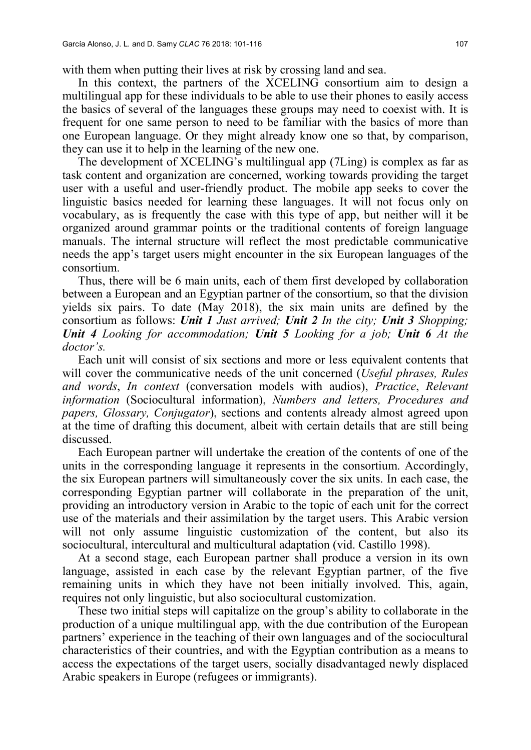with them when putting their lives at risk by crossing land and sea.

In this context, the partners of the XCELING consortium aim to design a multilingual app for these individuals to be able to use their phones to easily access the basics of several of the languages these groups may need to coexist with. It is frequent for one same person to need to be familiar with the basics of more than one European language. Or they might already know one so that, by comparison, they can use it to help in the learning of the new one.

The development of XCELING's multilingual app (7Ling) is complex as far as task content and organization are concerned, working towards providing the target user with a useful and user-friendly product. The mobile app seeks to cover the linguistic basics needed for learning these languages. It will not focus only on vocabulary, as is frequently the case with this type of app, but neither will it be organized around grammar points or the traditional contents of foreign language manuals. The internal structure will reflect the most predictable communicative needs the app's target users might encounter in the six European languages of the consortium.

Thus, there will be 6 main units, each of them first developed by collaboration between a European and an Egyptian partner of the consortium, so that the division yields six pairs. To date (May 2018), the six main units are defined by the consortium as follows: ***Unit 1** Just arrived;* ***Unit 2** In the city;* ***Unit 3** Shopping;* ***Unit 4** Looking for accommodation;* ***Unit 5** Looking for a job;* ***Unit 6** At the doctor's.*

Each unit will consist of six sections and more or less equivalent contents that will cover the communicative needs of the unit concerned (*Useful phrases, Rules and words*, *In context* (conversation models with audios), *Practice*, *Relevant information* (Sociocultural information), *Numbers and letters, Procedures and papers, Glossary, Conjugator*), sections and contents already almost agreed upon at the time of drafting this document, albeit with certain details that are still being discussed.

Each European partner will undertake the creation of the contents of one of the units in the corresponding language it represents in the consortium. Accordingly, the six European partners will simultaneously cover the six units. In each case, the corresponding Egyptian partner will collaborate in the preparation of the unit, providing an introductory version in Arabic to the topic of each unit for the correct use of the materials and their assimilation by the target users. This Arabic version will not only assume linguistic customization of the content, but also its sociocultural, intercultural and multicultural adaptation (vid. Castillo 1998).

At a second stage, each European partner shall produce a version in its own language, assisted in each case by the relevant Egyptian partner, of the five remaining units in which they have not been initially involved. This, again, requires not only linguistic, but also sociocultural customization.

These two initial steps will capitalize on the group's ability to collaborate in the production of a unique multilingual app, with the due contribution of the European partners' experience in the teaching of their own languages and of the sociocultural characteristics of their countries, and with the Egyptian contribution as a means to access the expectations of the target users, socially disadvantaged newly displaced Arabic speakers in Europe (refugees or immigrants).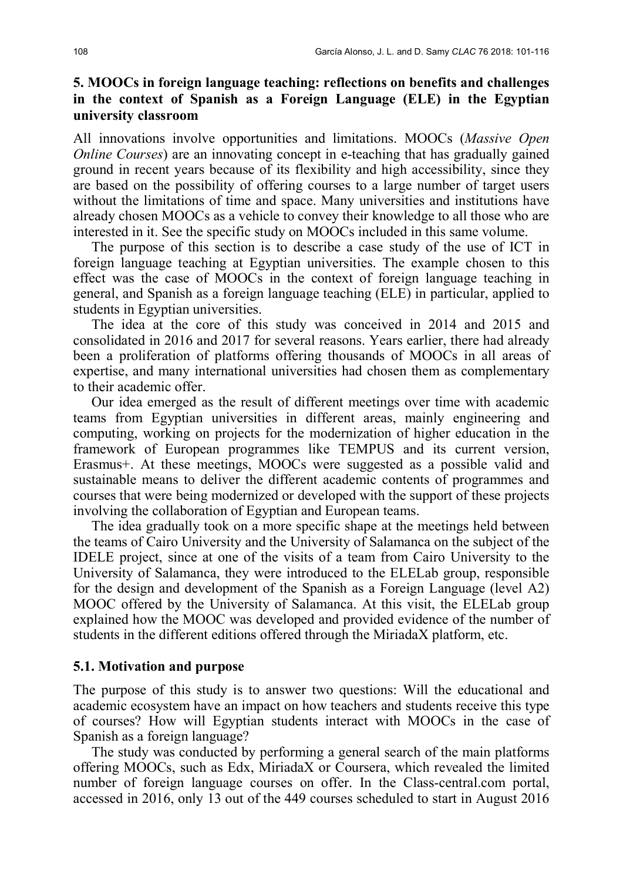## 5. MOOCs in foreign language teaching: reflections on benefits and challenges in the context of Spanish as a Foreign Language (ELE) in the Egyptian university classroom

All innovations involve opportunities and limitations. MOOCs (*Massive Open Online Courses*) are an innovating concept in e-teaching that has gradually gained ground in recent years because of its flexibility and high accessibility, since they are based on the possibility of offering courses to a large number of target users without the limitations of time and space. Many universities and institutions have already chosen MOOCs as a vehicle to convey their knowledge to all those who are interested in it. See the specific study on MOOCs included in this same volume.

The purpose of this section is to describe a case study of the use of ICT in foreign language teaching at Egyptian universities. The example chosen to this effect was the case of MOOCs in the context of foreign language teaching in general, and Spanish as a foreign language teaching (ELE) in particular, applied to students in Egyptian universities.

The idea at the core of this study was conceived in 2014 and 2015 and consolidated in 2016 and 2017 for several reasons. Years earlier, there had already been a proliferation of platforms offering thousands of MOOCs in all areas of expertise, and many international universities had chosen them as complementary to their academic offer.

Our idea emerged as the result of different meetings over time with academic teams from Egyptian universities in different areas, mainly engineering and computing, working on projects for the modernization of higher education in the framework of European programmes like TEMPUS and its current version, Erasmus+. At these meetings, MOOCs were suggested as a possible valid and sustainable means to deliver the different academic contents of programmes and courses that were being modernized or developed with the support of these projects involving the collaboration of Egyptian and European teams.

The idea gradually took on a more specific shape at the meetings held between the teams of Cairo University and the University of Salamanca on the subject of the IDELE project, since at one of the visits of a team from Cairo University to the University of Salamanca, they were introduced to the ELELab group, responsible for the design and development of the Spanish as a Foreign Language (level A2) MOOC offered by the University of Salamanca. At this visit, the ELELab group explained how the MOOC was developed and provided evidence of the number of students in the different editions offered through the MiriadaX platform, etc.

### 5.1. Motivation and purpose

The purpose of this study is to answer two questions: Will the educational and academic ecosystem have an impact on how teachers and students receive this type of courses? How will Egyptian students interact with MOOCs in the case of Spanish as a foreign language?

The study was conducted by performing a general search of the main platforms offering MOOCs, such as Edx, MiriadaX or Coursera, which revealed the limited number of foreign language courses on offer. In the Class-central.com portal, accessed in 2016, only 13 out of the 449 courses scheduled to start in August 2016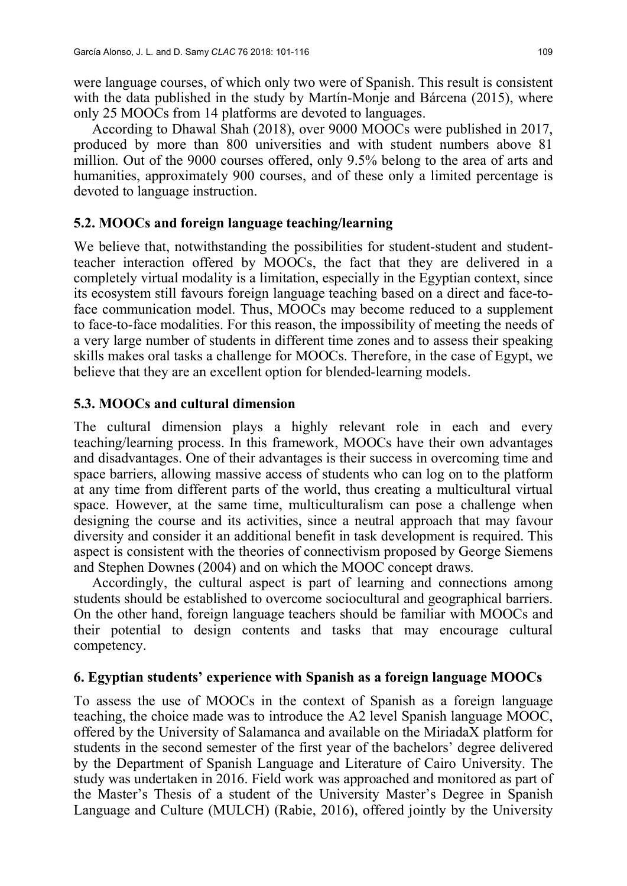were language courses, of which only two were of Spanish. This result is consistent with the data published in the study by Martín-Monje and Bárcena (2015), where only 25 MOOCs from 14 platforms are devoted to languages.

According to Dhawal Shah (2018), over 9000 MOOCs were published in 2017, produced by more than 800 universities and with student numbers above 81 million. Out of the 9000 courses offered, only 9.5% belong to the area of arts and humanities, approximately 900 courses, and of these only a limited percentage is devoted to language instruction.

### 5.2. MOOCs and foreign language teaching/learning

We believe that, notwithstanding the possibilities for student-student and student-teacher interaction offered by MOOCs, the fact that they are delivered in a completely virtual modality is a limitation, especially in the Egyptian context, since its ecosystem still favours foreign language teaching based on a direct and face-to-face communication model. Thus, MOOCs may become reduced to a supplement to face-to-face modalities. For this reason, the impossibility of meeting the needs of a very large number of students in different time zones and to assess their speaking skills makes oral tasks a challenge for MOOCs. Therefore, in the case of Egypt, we believe that they are an excellent option for blended-learning models.

### 5.3. MOOCs and cultural dimension

The cultural dimension plays a highly relevant role in each and every teaching/learning process. In this framework, MOOCs have their own advantages and disadvantages. One of their advantages is their success in overcoming time and space barriers, allowing massive access of students who can log on to the platform at any time from different parts of the world, thus creating a multicultural virtual space. However, at the same time, multiculturalism can pose a challenge when designing the course and its activities, since a neutral approach that may favour diversity and consider it an additional benefit in task development is required. This aspect is consistent with the theories of connectivism proposed by George Siemens and Stephen Downes (2004) and on which the MOOC concept draws.

Accordingly, the cultural aspect is part of learning and connections among students should be established to overcome sociocultural and geographical barriers. On the other hand, foreign language teachers should be familiar with MOOCs and their potential to design contents and tasks that may encourage cultural competency.

## 6. Egyptian students' experience with Spanish as a foreign language MOOCs

To assess the use of MOOCs in the context of Spanish as a foreign language teaching, the choice made was to introduce the A2 level Spanish language MOOC, offered by the University of Salamanca and available on the MiriadaX platform for students in the second semester of the first year of the bachelors' degree delivered by the Department of Spanish Language and Literature of Cairo University. The study was undertaken in 2016. Field work was approached and monitored as part of the Master's Thesis of a student of the University Master's Degree in Spanish Language and Culture (MULCH) (Rabie, 2016), offered jointly by the University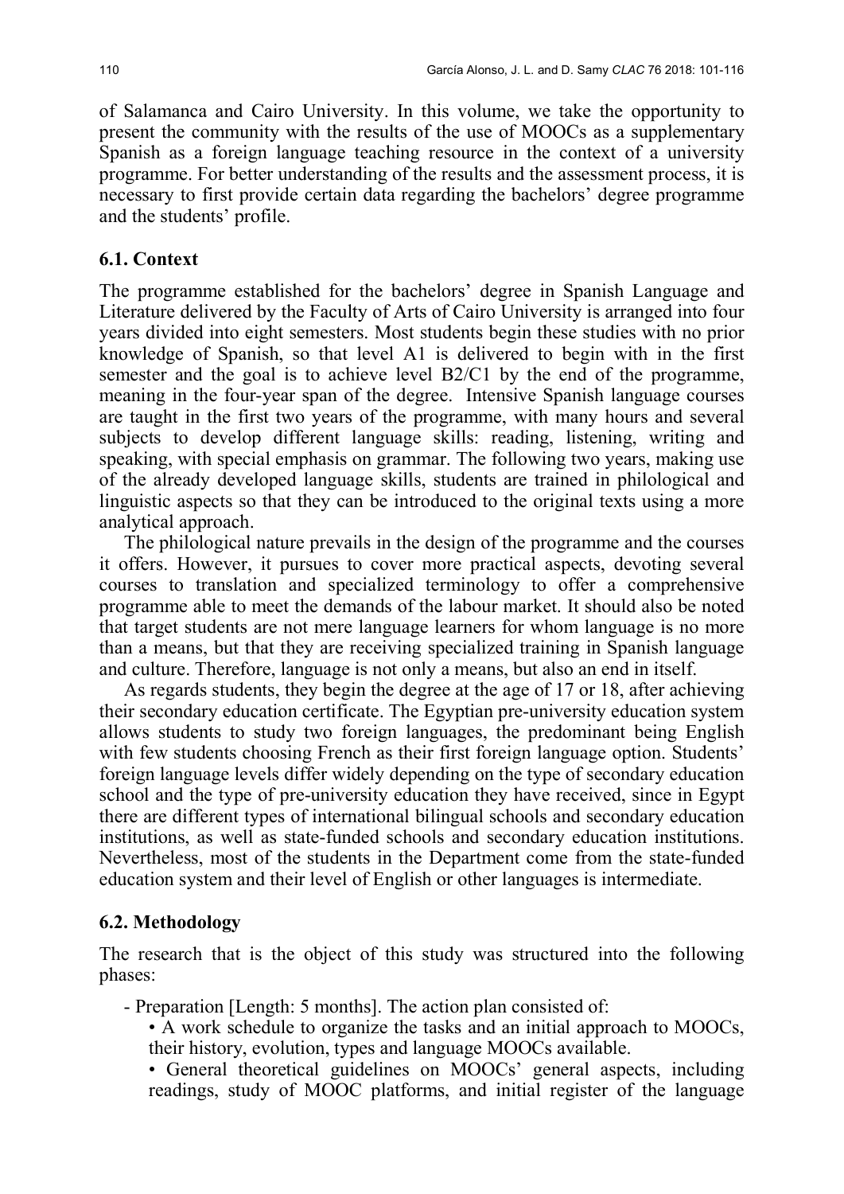of Salamanca and Cairo University. In this volume, we take the opportunity to present the community with the results of the use of MOOCs as a supplementary Spanish as a foreign language teaching resource in the context of a university programme. For better understanding of the results and the assessment process, it is necessary to first provide certain data regarding the bachelors' degree programme and the students' profile.

### 6.1. Context

The programme established for the bachelors' degree in Spanish Language and Literature delivered by the Faculty of Arts of Cairo University is arranged into four years divided into eight semesters. Most students begin these studies with no prior knowledge of Spanish, so that level A1 is delivered to begin with in the first semester and the goal is to achieve level B2/C1 by the end of the programme, meaning in the four-year span of the degree. Intensive Spanish language courses are taught in the first two years of the programme, with many hours and several subjects to develop different language skills: reading, listening, writing and speaking, with special emphasis on grammar. The following two years, making use of the already developed language skills, students are trained in philological and linguistic aspects so that they can be introduced to the original texts using a more analytical approach.

The philological nature prevails in the design of the programme and the courses it offers. However, it pursues to cover more practical aspects, devoting several courses to translation and specialized terminology to offer a comprehensive programme able to meet the demands of the labour market. It should also be noted that target students are not mere language learners for whom language is no more than a means, but that they are receiving specialized training in Spanish language and culture. Therefore, language is not only a means, but also an end in itself.

As regards students, they begin the degree at the age of 17 or 18, after achieving their secondary education certificate. The Egyptian pre-university education system allows students to study two foreign languages, the predominant being English with few students choosing French as their first foreign language option. Students' foreign language levels differ widely depending on the type of secondary education school and the type of pre-university education they have received, since in Egypt there are different types of international bilingual schools and secondary education institutions, as well as state-funded schools and secondary education institutions. Nevertheless, most of the students in the Department come from the state-funded education system and their level of English or other languages is intermediate.

### 6.2. Methodology

The research that is the object of this study was structured into the following phases:

- Preparation [Length: 5 months]. The action plan consisted of:
  - A work schedule to organize the tasks and an initial approach to MOOCs, their history, evolution, types and language MOOCs available.
  - General theoretical guidelines on MOOCs' general aspects, including readings, study of MOOC platforms, and initial register of the language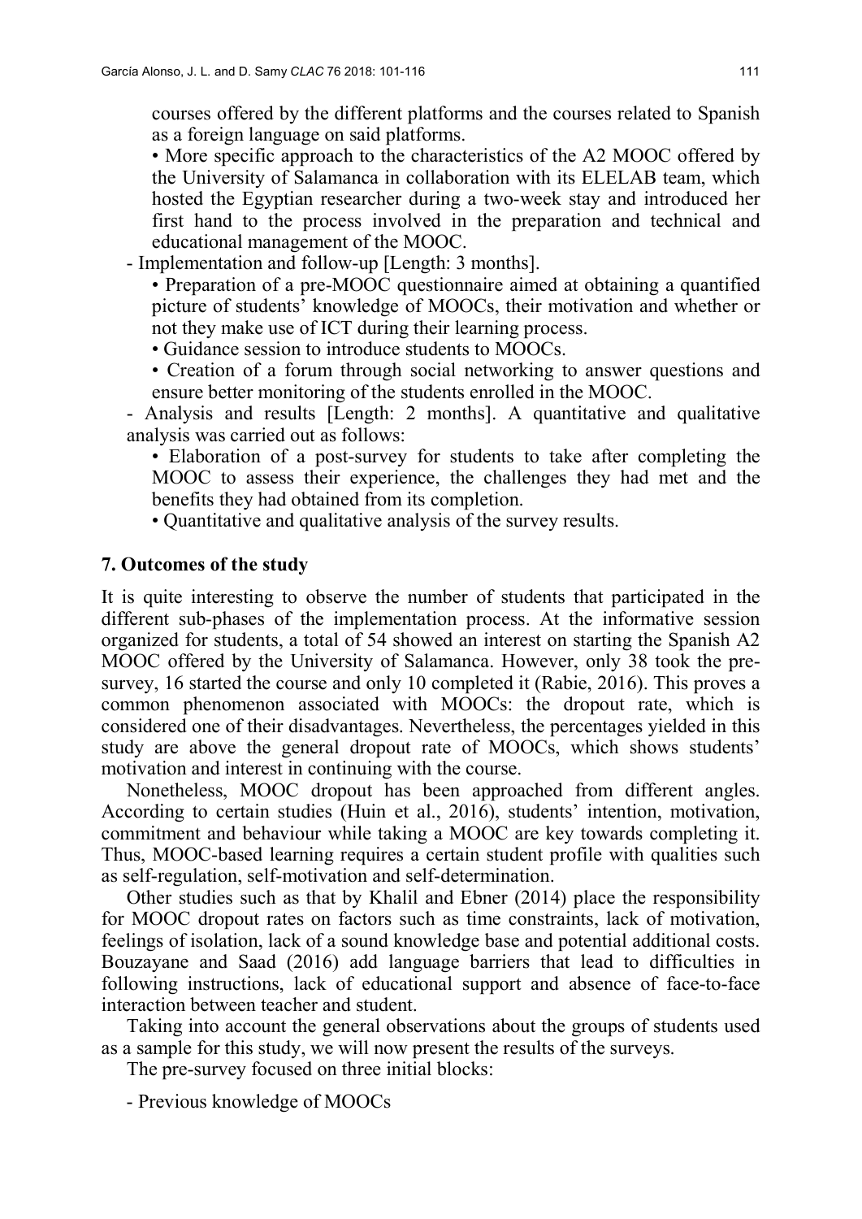courses offered by the different platforms and the courses related to Spanish as a foreign language on said platforms.

• More specific approach to the characteristics of the A2 MOOC offered by the University of Salamanca in collaboration with its ELELAB team, which hosted the Egyptian researcher during a two-week stay and introduced her first hand to the process involved in the preparation and technical and educational management of the MOOC.

- Implementation and follow-up [Length: 3 months].

  • Preparation of a pre-MOOC questionnaire aimed at obtaining a quantified picture of students' knowledge of MOOCs, their motivation and whether or not they make use of ICT during their learning process.

  • Guidance session to introduce students to MOOCs.

  • Creation of a forum through social networking to answer questions and ensure better monitoring of the students enrolled in the MOOC.

- Analysis and results [Length: 2 months]. A quantitative and qualitative analysis was carried out as follows:

  • Elaboration of a post-survey for students to take after completing the MOOC to assess their experience, the challenges they had met and the benefits they had obtained from its completion.

  • Quantitative and qualitative analysis of the survey results.

## 7. Outcomes of the study

It is quite interesting to observe the number of students that participated in the different sub-phases of the implementation process. At the informative session organized for students, a total of 54 showed an interest on starting the Spanish A2 MOOC offered by the University of Salamanca. However, only 38 took the pre-survey, 16 started the course and only 10 completed it (Rabie, 2016). This proves a common phenomenon associated with MOOCs: the dropout rate, which is considered one of their disadvantages. Nevertheless, the percentages yielded in this study are above the general dropout rate of MOOCs, which shows students' motivation and interest in continuing with the course.

Nonetheless, MOOC dropout has been approached from different angles. According to certain studies (Huin et al., 2016), students' intention, motivation, commitment and behaviour while taking a MOOC are key towards completing it. Thus, MOOC-based learning requires a certain student profile with qualities such as self-regulation, self-motivation and self-determination.

Other studies such as that by Khalil and Ebner (2014) place the responsibility for MOOC dropout rates on factors such as time constraints, lack of motivation, feelings of isolation, lack of a sound knowledge base and potential additional costs. Bouzayane and Saad (2016) add language barriers that lead to difficulties in following instructions, lack of educational support and absence of face-to-face interaction between teacher and student.

Taking into account the general observations about the groups of students used as a sample for this study, we will now present the results of the surveys.

The pre-survey focused on three initial blocks:

- Previous knowledge of MOOCs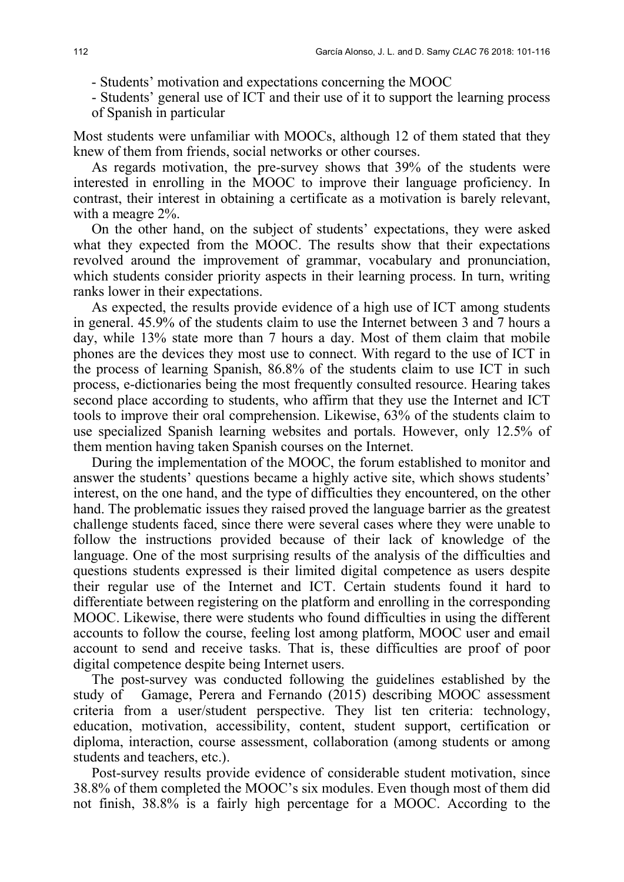- Students' motivation and expectations concerning the MOOC
- Students' general use of ICT and their use of it to support the learning process of Spanish in particular

Most students were unfamiliar with MOOCs, although 12 of them stated that they knew of them from friends, social networks or other courses.

As regards motivation, the pre-survey shows that 39% of the students were interested in enrolling in the MOOC to improve their language proficiency. In contrast, their interest in obtaining a certificate as a motivation is barely relevant, with a meagre 2%.

On the other hand, on the subject of students' expectations, they were asked what they expected from the MOOC. The results show that their expectations revolved around the improvement of grammar, vocabulary and pronunciation, which students consider priority aspects in their learning process. In turn, writing ranks lower in their expectations.

As expected, the results provide evidence of a high use of ICT among students in general. 45.9% of the students claim to use the Internet between 3 and 7 hours a day, while 13% state more than 7 hours a day. Most of them claim that mobile phones are the devices they most use to connect. With regard to the use of ICT in the process of learning Spanish, 86.8% of the students claim to use ICT in such process, e-dictionaries being the most frequently consulted resource. Hearing takes second place according to students, who affirm that they use the Internet and ICT tools to improve their oral comprehension. Likewise, 63% of the students claim to use specialized Spanish learning websites and portals. However, only 12.5% of them mention having taken Spanish courses on the Internet.

During the implementation of the MOOC, the forum established to monitor and answer the students' questions became a highly active site, which shows students' interest, on the one hand, and the type of difficulties they encountered, on the other hand. The problematic issues they raised proved the language barrier as the greatest challenge students faced, since there were several cases where they were unable to follow the instructions provided because of their lack of knowledge of the language. One of the most surprising results of the analysis of the difficulties and questions students expressed is their limited digital competence as users despite their regular use of the Internet and ICT. Certain students found it hard to differentiate between registering on the platform and enrolling in the corresponding MOOC. Likewise, there were students who found difficulties in using the different accounts to follow the course, feeling lost among platform, MOOC user and email account to send and receive tasks. That is, these difficulties are proof of poor digital competence despite being Internet users.

The post-survey was conducted following the guidelines established by the study of Gamage, Perera and Fernando (2015) describing MOOC assessment criteria from a user/student perspective. They list ten criteria: technology, education, motivation, accessibility, content, student support, certification or diploma, interaction, course assessment, collaboration (among students or among students and teachers, etc.).

Post-survey results provide evidence of considerable student motivation, since 38.8% of them completed the MOOC's six modules. Even though most of them did not finish, 38.8% is a fairly high percentage for a MOOC. According to the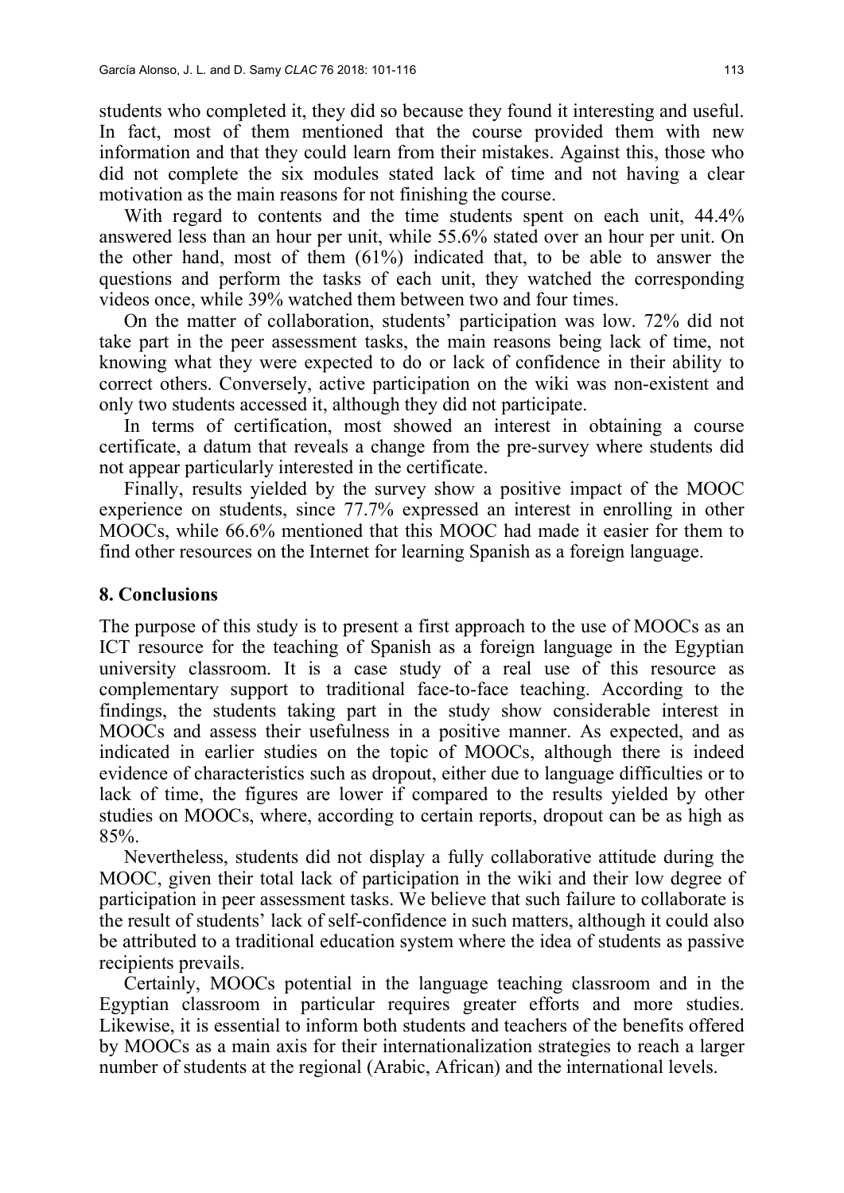students who completed it, they did so because they found it interesting and useful. In fact, most of them mentioned that the course provided them with new information and that they could learn from their mistakes. Against this, those who did not complete the six modules stated lack of time and not having a clear motivation as the main reasons for not finishing the course.

With regard to contents and the time students spent on each unit, 44.4% answered less than an hour per unit, while 55.6% stated over an hour per unit. On the other hand, most of them (61%) indicated that, to be able to answer the questions and perform the tasks of each unit, they watched the corresponding videos once, while 39% watched them between two and four times.

On the matter of collaboration, students' participation was low. 72% did not take part in the peer assessment tasks, the main reasons being lack of time, not knowing what they were expected to do or lack of confidence in their ability to correct others. Conversely, active participation on the wiki was non-existent and only two students accessed it, although they did not participate.

In terms of certification, most showed an interest in obtaining a course certificate, a datum that reveals a change from the pre-survey where students did not appear particularly interested in the certificate.

Finally, results yielded by the survey show a positive impact of the MOOC experience on students, since 77.7% expressed an interest in enrolling in other MOOCs, while 66.6% mentioned that this MOOC had made it easier for them to find other resources on the Internet for learning Spanish as a foreign language.

## 8. Conclusions

The purpose of this study is to present a first approach to the use of MOOCs as an ICT resource for the teaching of Spanish as a foreign language in the Egyptian university classroom. It is a case study of a real use of this resource as complementary support to traditional face-to-face teaching. According to the findings, the students taking part in the study show considerable interest in MOOCs and assess their usefulness in a positive manner. As expected, and as indicated in earlier studies on the topic of MOOCs, although there is indeed evidence of characteristics such as dropout, either due to language difficulties or to lack of time, the figures are lower if compared to the results yielded by other studies on MOOCs, where, according to certain reports, dropout can be as high as 85%.

Nevertheless, students did not display a fully collaborative attitude during the MOOC, given their total lack of participation in the wiki and their low degree of participation in peer assessment tasks. We believe that such failure to collaborate is the result of students' lack of self-confidence in such matters, although it could also be attributed to a traditional education system where the idea of students as passive recipients prevails.

Certainly, MOOCs potential in the language teaching classroom and in the Egyptian classroom in particular requires greater efforts and more studies. Likewise, it is essential to inform both students and teachers of the benefits offered by MOOCs as a main axis for their internationalization strategies to reach a larger number of students at the regional (Arabic, African) and the international levels.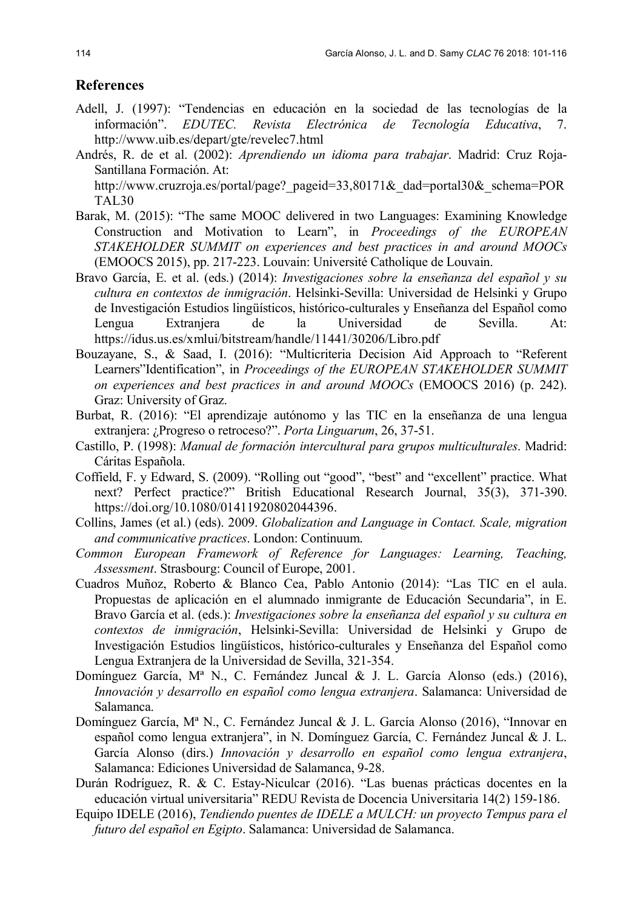## References

Adell, J. (1997): "Tendencias en educación en la sociedad de las tecnologías de la información". *EDUTEC. Revista Electrónica de Tecnología Educativa*, 7. http://www.uib.es/depart/gte/revelec7.html

Andrés, R. de et al. (2002): *Aprendiendo un idioma para trabajar*. Madrid: Cruz Roja-Santillana Formación. At: http://www.cruzroja.es/portal/page?_pageid=33,80171&_dad=portal30&_schema=PORTAL30

Barak, M. (2015): "The same MOOC delivered in two Languages: Examining Knowledge Construction and Motivation to Learn", in *Proceedings of the EUROPEAN STAKEHOLDER SUMMIT on experiences and best practices in and around MOOCs* (EMOOCS 2015), pp. 217-223. Louvain: Université Catholique de Louvain.

Bravo García, E. et al. (eds.) (2014): *Investigaciones sobre la enseñanza del español y su cultura en contextos de inmigración*. Helsinki-Sevilla: Universidad de Helsinki y Grupo de Investigación Estudios lingüísticos, histórico-culturales y Enseñanza del Español como Lengua Extranjera de la Universidad de Sevilla. At: https://idus.us.es/xmlui/bitstream/handle/11441/30206/Libro.pdf

Bouzayane, S., & Saad, I. (2016): "Multicriteria Decision Aid Approach to "Referent Learners"Identification", in *Proceedings of the EUROPEAN STAKEHOLDER SUMMIT on experiences and best practices in and around MOOCs* (EMOOCS 2016) (p. 242). Graz: University of Graz.

Burbat, R. (2016): "El aprendizaje autónomo y las TIC en la enseñanza de una lengua extranjera: ¿Progreso o retroceso?". *Porta Linguarum*, 26, 37-51.

Castillo, P. (1998): *Manual de formación intercultural para grupos multiculturales*. Madrid: Cáritas Española.

Coffield, F. y Edward, S. (2009). "Rolling out "good", "best" and "excellent" practice. What next? Perfect practice?" British Educational Research Journal, 35(3), 371-390. https://doi.org/10.1080/01411920802044396.

Collins, James (et al.) (eds). 2009. *Globalization and Language in Contact. Scale, migration and communicative practices*. London: Continuum.

*Common European Framework of Reference for Languages: Learning, Teaching, Assessment*. Strasbourg: Council of Europe, 2001.

Cuadros Muñoz, Roberto & Blanco Cea, Pablo Antonio (2014): "Las TIC en el aula. Propuestas de aplicación en el alumnado inmigrante de Educación Secundaria", in E. Bravo García et al. (eds.): *Investigaciones sobre la enseñanza del español y su cultura en contextos de inmigración*, Helsinki-Sevilla: Universidad de Helsinki y Grupo de Investigación Estudios lingüísticos, histórico-culturales y Enseñanza del Español como Lengua Extranjera de la Universidad de Sevilla, 321-354.

Domínguez García, Mª N., C. Fernández Juncal & J. L. García Alonso (eds.) (2016), *Innovación y desarrollo en español como lengua extranjera*. Salamanca: Universidad de Salamanca.

Domínguez García, Mª N., C. Fernández Juncal & J. L. García Alonso (2016), "Innovar en español como lengua extranjera", in N. Domínguez García, C. Fernández Juncal & J. L. García Alonso (dirs.) *Innovación y desarrollo en español como lengua extranjera*, Salamanca: Ediciones Universidad de Salamanca, 9-28.

Durán Rodríguez, R. & C. Estay-Niculcar (2016). "Las buenas prácticas docentes en la educación virtual universitaria" REDU Revista de Docencia Universitaria 14(2) 159-186.

Equipo IDELE (2016), *Tendiendo puentes de IDELE a MULCH: un proyecto Tempus para el futuro del español en Egipto*. Salamanca: Universidad de Salamanca.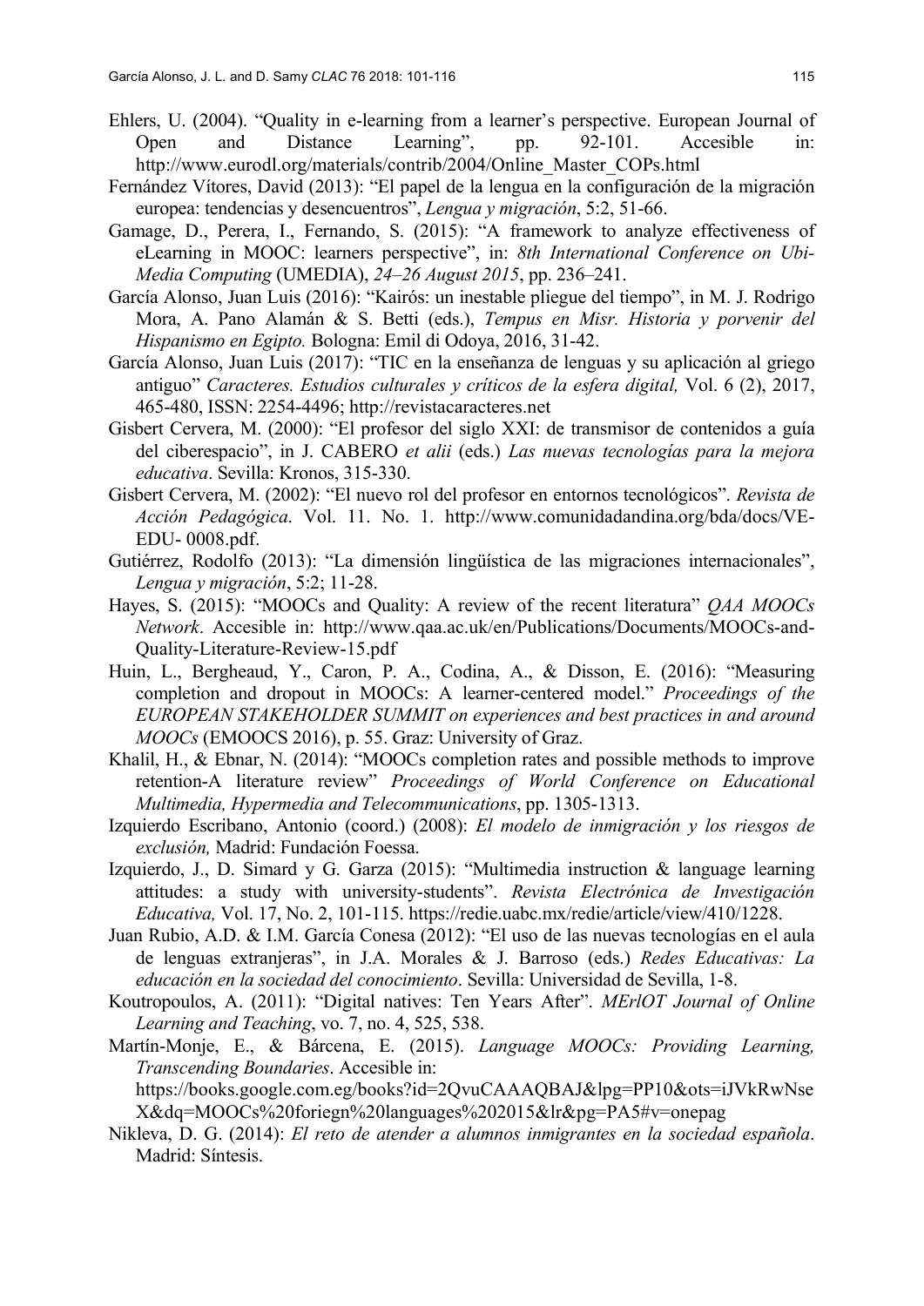Ehlers, U. (2004). "Quality in e-learning from a learner's perspective. European Journal of Open and Distance Learning", pp. 92-101. Accesible in: http://www.eurodl.org/materials/contrib/2004/Online_Master_COPs.html

Fernández Vítores, David (2013): "El papel de la lengua en la configuración de la migración europea: tendencias y desencuentros", *Lengua y migración*, 5:2, 51-66.

Gamage, D., Perera, I., Fernando, S. (2015): "A framework to analyze effectiveness of eLearning in MOOC: learners perspective", in: *8th International Conference on Ubi-Media Computing* (UMEDIA), *24–26 August 2015*, pp. 236–241.

García Alonso, Juan Luis (2016): "Kairós: un inestable pliegue del tiempo", in M. J. Rodrigo Mora, A. Pano Alamán & S. Betti (eds.), *Tempus en Misr. Historia y porvenir del Hispanismo en Egipto.* Bologna: Emil di Odoya, 2016, 31-42.

García Alonso, Juan Luis (2017): "TIC en la enseñanza de lenguas y su aplicación al griego antiguo" *Caracteres. Estudios culturales y críticos de la esfera digital,* Vol. 6 (2), 2017, 465-480, ISSN: 2254-4496; http://revistacaracteres.net

Gisbert Cervera, M. (2000): "El profesor del siglo XXI: de transmisor de contenidos a guía del ciberespacio", in J. CABERO *et alii* (eds.) *Las nuevas tecnologías para la mejora educativa*. Sevilla: Kronos, 315-330.

Gisbert Cervera, M. (2002): "El nuevo rol del profesor en entornos tecnológicos". *Revista de Acción Pedagógica*. Vol. 11. No. 1. http://www.comunidadandina.org/bda/docs/VE-EDU- 0008.pdf.

Gutiérrez, Rodolfo (2013): "La dimensión lingüística de las migraciones internacionales", *Lengua y migración*, 5:2; 11-28.

Hayes, S. (2015): "MOOCs and Quality: A review of the recent literatura" *QAA MOOCs Network*. Accesible in: http://www.qaa.ac.uk/en/Publications/Documents/MOOCs-and-Quality-Literature-Review-15.pdf

Huin, L., Bergheaud, Y., Caron, P. A., Codina, A., & Disson, E. (2016): "Measuring completion and dropout in MOOCs: A learner-centered model." *Proceedings of the EUROPEAN STAKEHOLDER SUMMIT on experiences and best practices in and around MOOCs* (EMOOCS 2016), p. 55. Graz: University of Graz.

Khalil, H., & Ebnar, N. (2014): "MOOCs completion rates and possible methods to improve retention-A literature review" *Proceedings of World Conference on Educational Multimedia, Hypermedia and Telecommunications*, pp. 1305-1313.

Izquierdo Escribano, Antonio (coord.) (2008): *El modelo de inmigración y los riesgos de exclusión,* Madrid: Fundación Foessa.

Izquierdo, J., D. Simard y G. Garza (2015): "Multimedia instruction & language learning attitudes: a study with university-students". *Revista Electrónica de Investigación Educativa,* Vol. 17, No. 2, 101-115. https://redie.uabc.mx/redie/article/view/410/1228.

Juan Rubio, A.D. & I.M. García Conesa (2012): "El uso de las nuevas tecnologías en el aula de lenguas extranjeras", in J.A. Morales & J. Barroso (eds.) *Redes Educativas: La educación en la sociedad del conocimiento*. Sevilla: Universidad de Sevilla, 1-8.

Koutropoulos, A. (2011): "Digital natives: Ten Years After". *MErlOT Journal of Online Learning and Teaching*, vo. 7, no. 4, 525, 538.

Martín-Monje, E., & Bárcena, E. (2015). *Language MOOCs: Providing Learning, Transcending Boundaries*. Accesible in: https://books.google.com.eg/books?id=2QvuCAAAQBAJ&lpg=PP10&ots=iJVkRwNseX&dq=MOOCs%20foriegn%20languages%202015&lr&pg=PA5#v=onepag

Nikleva, D. G. (2014): *El reto de atender a alumnos inmigrantes en la sociedad española*. Madrid: Síntesis.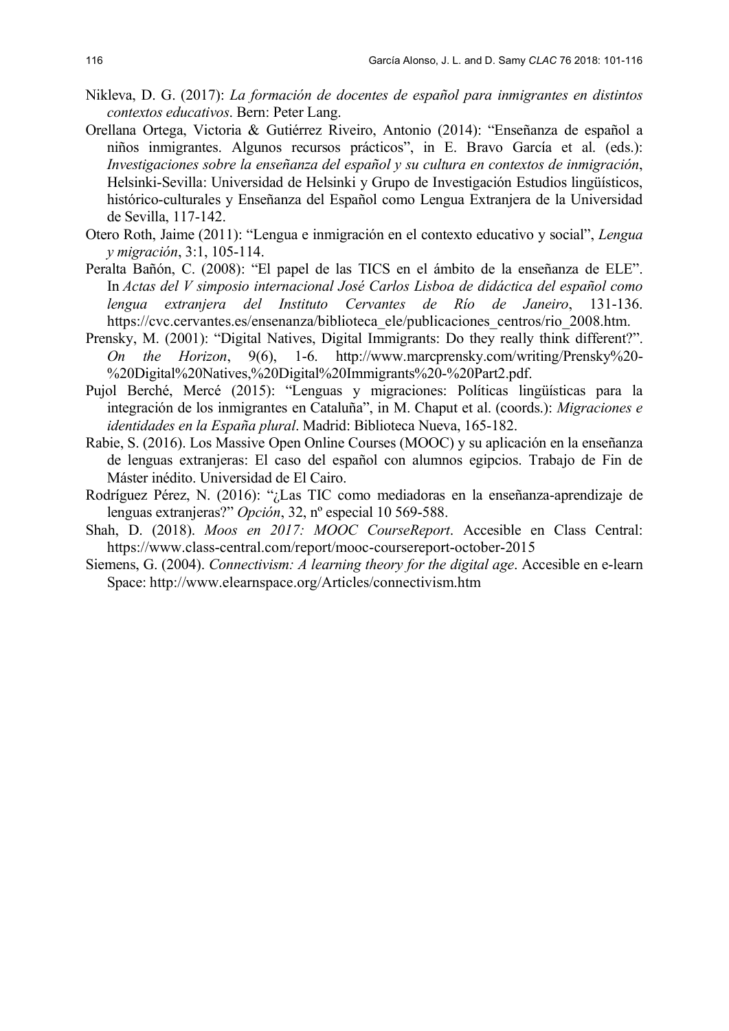Nikleva, D. G. (2017): *La formación de docentes de español para inmigrantes en distintos contextos educativos*. Bern: Peter Lang.

Orellana Ortega, Victoria & Gutiérrez Riveiro, Antonio (2014): "Enseñanza de español a niños inmigrantes. Algunos recursos prácticos", in E. Bravo García et al. (eds.): *Investigaciones sobre la enseñanza del español y su cultura en contextos de inmigración*, Helsinki-Sevilla: Universidad de Helsinki y Grupo de Investigación Estudios lingüísticos, histórico-culturales y Enseñanza del Español como Lengua Extranjera de la Universidad de Sevilla, 117-142.

Otero Roth, Jaime (2011): "Lengua e inmigración en el contexto educativo y social", *Lengua y migración*, 3:1, 105-114.

Peralta Bañón, C. (2008): "El papel de las TICS en el ámbito de la enseñanza de ELE". In *Actas del V simposio internacional José Carlos Lisboa de didáctica del español como lengua extranjera del Instituto Cervantes de Río de Janeiro*, 131-136. https://cvc.cervantes.es/ensenanza/biblioteca_ele/publicaciones_centros/rio_2008.htm.

Prensky, M. (2001): "Digital Natives, Digital Immigrants: Do they really think different?". *On the Horizon*, 9(6), 1-6. http://www.marcprensky.com/writing/Prensky%20-%20Digital%20Natives,%20Digital%20Immigrants%20-%20Part2.pdf.

Pujol Berché, Mercé (2015): "Lenguas y migraciones: Políticas lingüísticas para la integración de los inmigrantes en Cataluña", in M. Chaput et al. (coords.): *Migraciones e identidades en la España plural*. Madrid: Biblioteca Nueva, 165-182.

Rabie, S. (2016). Los Massive Open Online Courses (MOOC) y su aplicación en la enseñanza de lenguas extranjeras: El caso del español con alumnos egipcios. Trabajo de Fin de Máster inédito. Universidad de El Cairo.

Rodríguez Pérez, N. (2016): "¿Las TIC como mediadoras en la enseñanza-aprendizaje de lenguas extranjeras?" *Opción*, 32, nº especial 10 569-588.

Shah, D. (2018). *Moos en 2017: MOOC CourseReport*. Accesible en Class Central: https://www.class-central.com/report/mooc-coursereport-october-2015

Siemens, G. (2004). *Connectivism: A learning theory for the digital age*. Accesible en e-learn Space: http://www.elearnspace.org/Articles/connectivism.htm